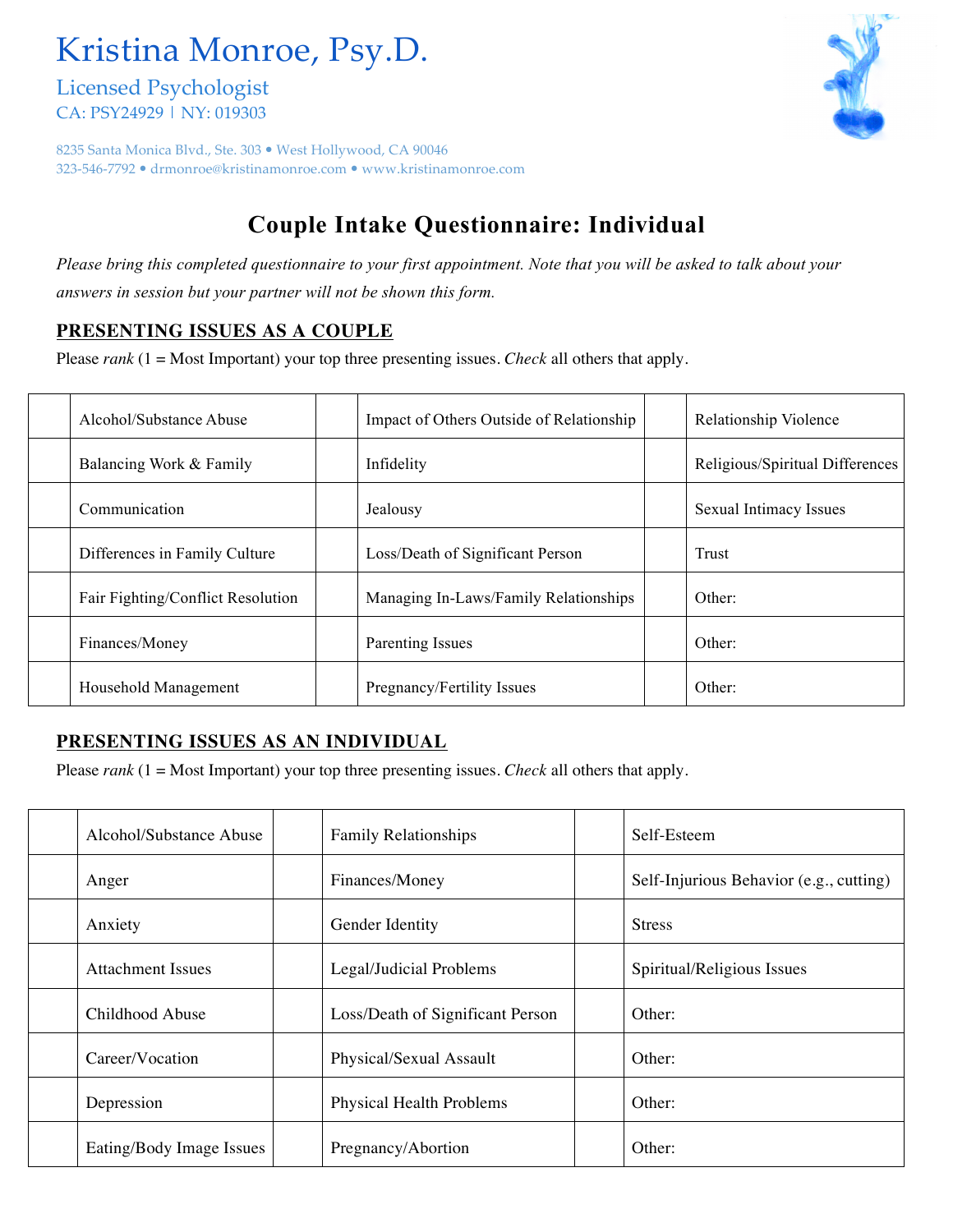# Kristina Monroe, Psy.D.

Licensed Psychologist
CA: PSY24929 | NY: 019303

8235 Santa Monica Blvd., Ste. 303 • West Hollywood, CA 90046
323-546-7792 • drmonroe@kristinamonroe.com • www.kristinamonroe.com

## Couple Intake Questionnaire: Individual

*Please bring this completed questionnaire to your first appointment. Note that you will be asked to talk about your answers in session but your partner will not be shown this form.*

### PRESENTING ISSUES AS A COUPLE

Please *rank* (1 = Most Important) your top three presenting issues. *Check* all others that apply.

| | | | | | |
|---|---|---|---|---|---|
| | Alcohol/Substance Abuse | | Impact of Others Outside of Relationship | | Relationship Violence |
| | Balancing Work & Family | | Infidelity | | Religious/Spiritual Differences |
| | Communication | | Jealousy | | Sexual Intimacy Issues |
| | Differences in Family Culture | | Loss/Death of Significant Person | | Trust |
| | Fair Fighting/Conflict Resolution | | Managing In-Laws/Family Relationships | | Other: |
| | Finances/Money | | Parenting Issues | | Other: |
| | Household Management | | Pregnancy/Fertility Issues | | Other: |

### PRESENTING ISSUES AS AN INDIVIDUAL

Please *rank* (1 = Most Important) your top three presenting issues. *Check* all others that apply.

| | | | | | |
|---|---|---|---|---|---|
| | Alcohol/Substance Abuse | | Family Relationships | | Self-Esteem |
| | Anger | | Finances/Money | | Self-Injurious Behavior (e.g., cutting) |
| | Anxiety | | Gender Identity | | Stress |
| | Attachment Issues | | Legal/Judicial Problems | | Spiritual/Religious Issues |
| | Childhood Abuse | | Loss/Death of Significant Person | | Other: |
| | Career/Vocation | | Physical/Sexual Assault | | Other: |
| | Depression | | Physical Health Problems | | Other: |
| | Eating/Body Image Issues | | Pregnancy/Abortion | | Other: |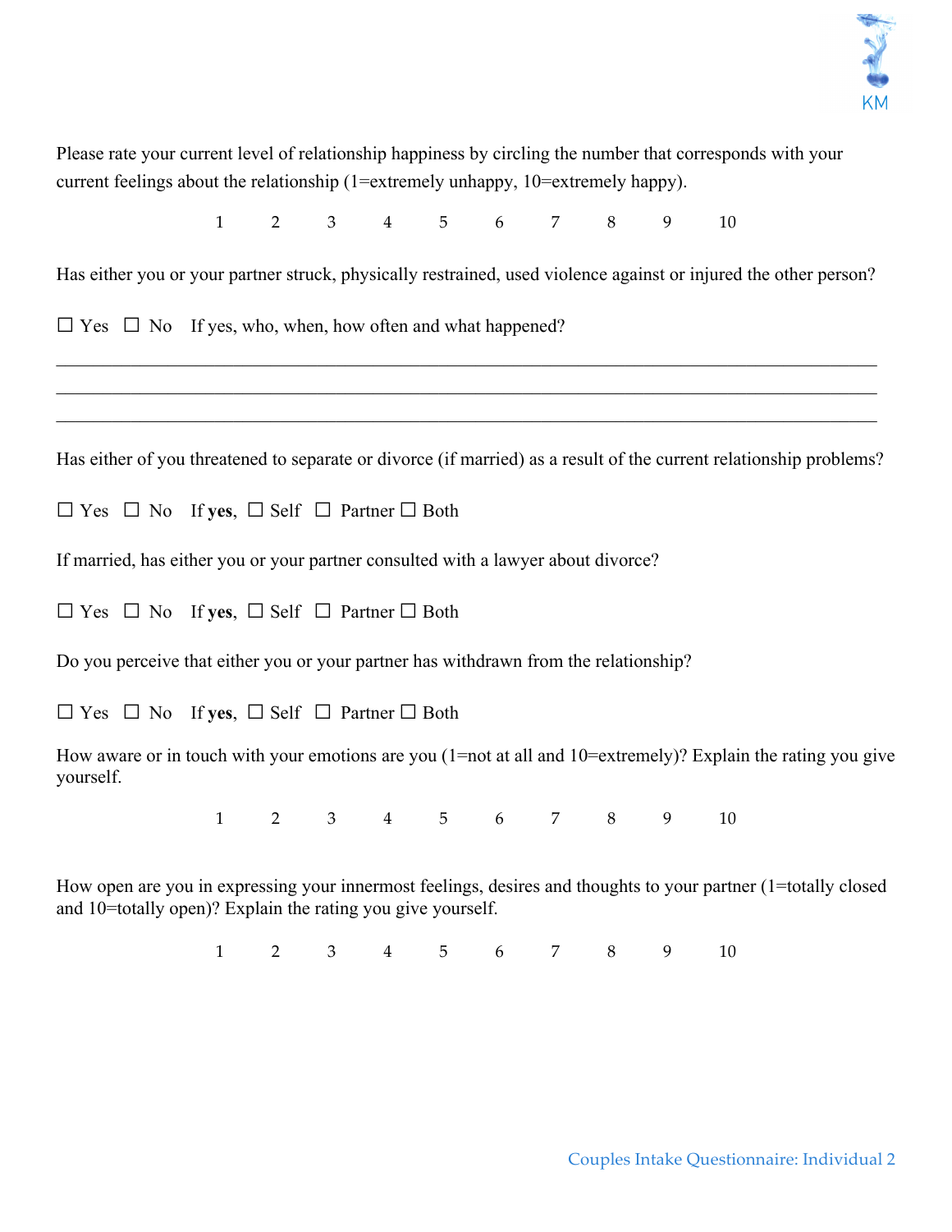Please rate your current level of relationship happiness by circling the number that corresponds with your current feelings about the relationship (1=extremely unhappy, 10=extremely happy).

1 2 3 4 5 6 7 8 9 10

Has either you or your partner struck, physically restrained, used violence against or injured the other person?

☐ Yes ☐ No If yes, who, when, how often and what happened?

\_\_\_\_\_\_\_\_\_\_\_\_\_\_\_\_\_\_\_\_\_\_\_\_\_\_\_\_\_\_\_\_\_\_\_\_\_\_\_\_\_\_\_\_\_\_\_\_\_\_\_\_\_\_\_\_\_\_\_\_\_\_\_\_\_\_\_\_\_\_\_\_\_\_\_\_\_\_

\_\_\_\_\_\_\_\_\_\_\_\_\_\_\_\_\_\_\_\_\_\_\_\_\_\_\_\_\_\_\_\_\_\_\_\_\_\_\_\_\_\_\_\_\_\_\_\_\_\_\_\_\_\_\_\_\_\_\_\_\_\_\_\_\_\_\_\_\_\_\_\_\_\_\_\_\_\_

\_\_\_\_\_\_\_\_\_\_\_\_\_\_\_\_\_\_\_\_\_\_\_\_\_\_\_\_\_\_\_\_\_\_\_\_\_\_\_\_\_\_\_\_\_\_\_\_\_\_\_\_\_\_\_\_\_\_\_\_\_\_\_\_\_\_\_\_\_\_\_\_\_\_\_\_\_\_

Has either of you threatened to separate or divorce (if married) as a result of the current relationship problems?

☐ Yes ☐ No If **yes**, ☐ Self ☐ Partner ☐ Both

If married, has either you or your partner consulted with a lawyer about divorce?

☐ Yes ☐ No If **yes**, ☐ Self ☐ Partner ☐ Both

Do you perceive that either you or your partner has withdrawn from the relationship?

☐ Yes ☐ No If **yes**, ☐ Self ☐ Partner ☐ Both

How aware or in touch with your emotions are you (1=not at all and 10=extremely)? Explain the rating you give yourself.

1 2 3 4 5 6 7 8 9 10

How open are you in expressing your innermost feelings, desires and thoughts to your partner (1=totally closed and 10=totally open)? Explain the rating you give yourself.

1 2 3 4 5 6 7 8 9 10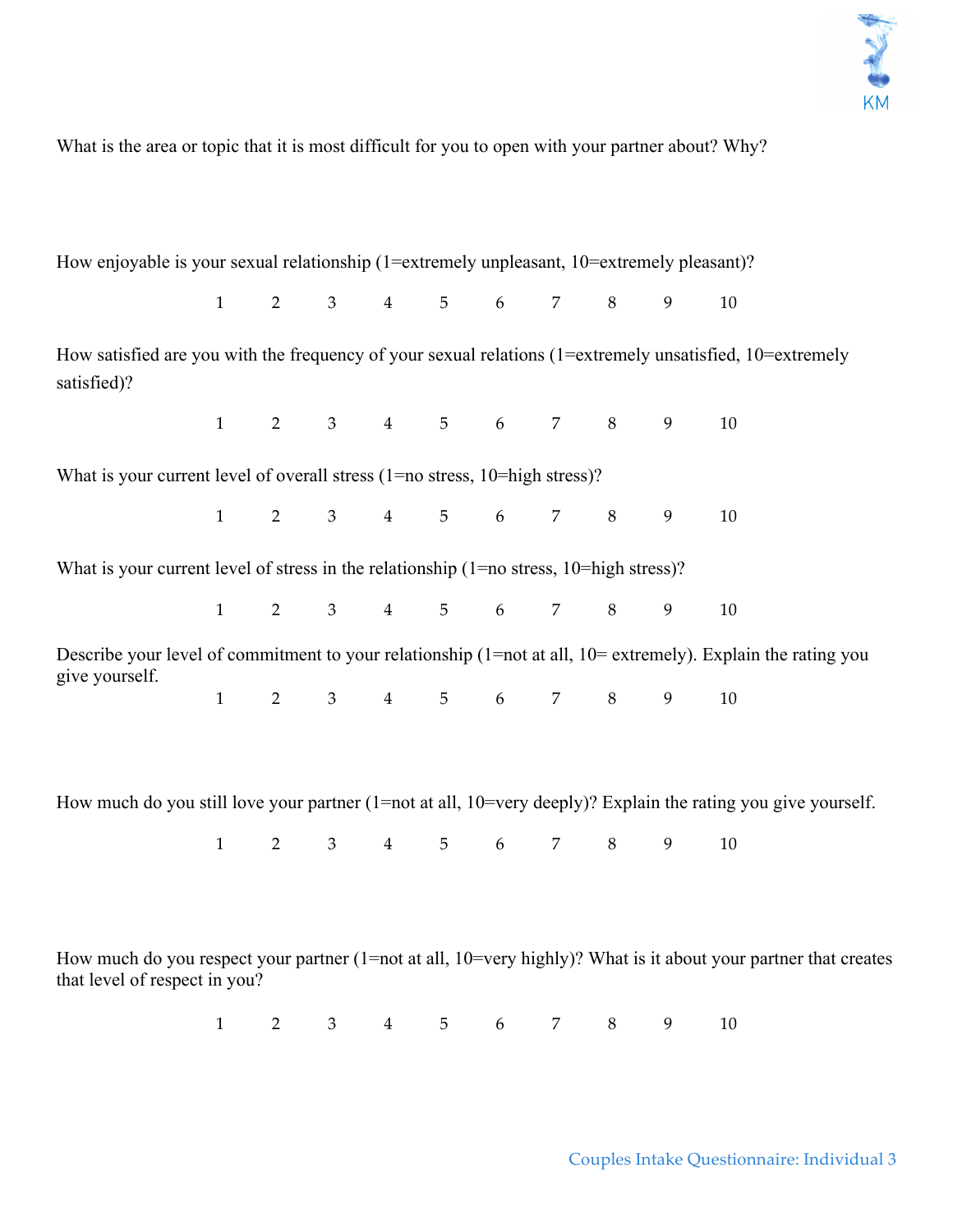What is the area or topic that it is most difficult for you to open with your partner about? Why?

How enjoyable is your sexual relationship (1=extremely unpleasant, 10=extremely pleasant)?

1 2 3 4 5 6 7 8 9 10

How satisfied are you with the frequency of your sexual relations (1=extremely unsatisfied, 10=extremely satisfied)?

1 2 3 4 5 6 7 8 9 10

What is your current level of overall stress (1=no stress, 10=high stress)?

1 2 3 4 5 6 7 8 9 10

What is your current level of stress in the relationship (1=no stress, 10=high stress)?

1 2 3 4 5 6 7 8 9 10

Describe your level of commitment to your relationship (1=not at all, 10= extremely). Explain the rating you give yourself.

1 2 3 4 5 6 7 8 9 10

How much do you still love your partner (1=not at all, 10=very deeply)? Explain the rating you give yourself.

1 2 3 4 5 6 7 8 9 10

How much do you respect your partner (1=not at all, 10=very highly)? What is it about your partner that creates that level of respect in you?

1 2 3 4 5 6 7 8 9 10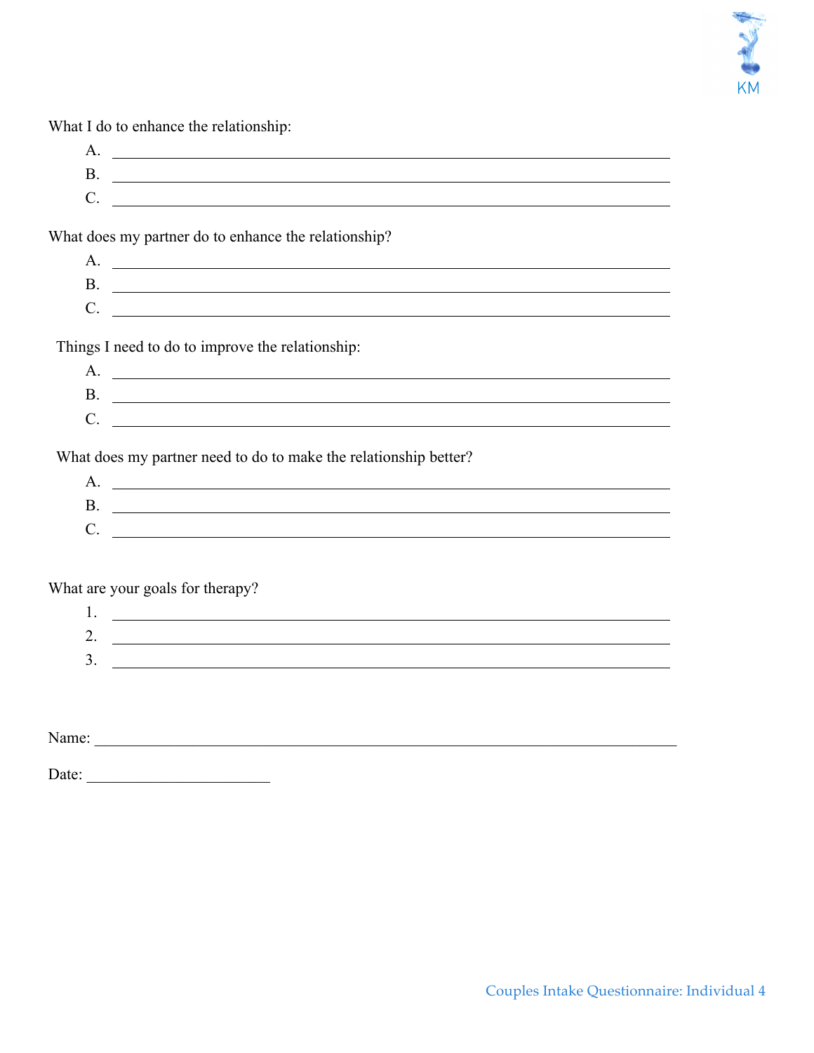What I do to enhance the relationship:

A. ______________________________________________
B. ______________________________________________
C. ______________________________________________

What does my partner do to enhance the relationship?

A. ______________________________________________
B. ______________________________________________
C. ______________________________________________

Things I need to do to improve the relationship:

A. ______________________________________________
B. ______________________________________________
C. ______________________________________________

What does my partner need to do to make the relationship better?

A. ______________________________________________
B. ______________________________________________
C. ______________________________________________

What are your goals for therapy?

1. ______________________________________________
2. ______________________________________________
3. ______________________________________________

Name: ______________________________________________

Date: ________________________